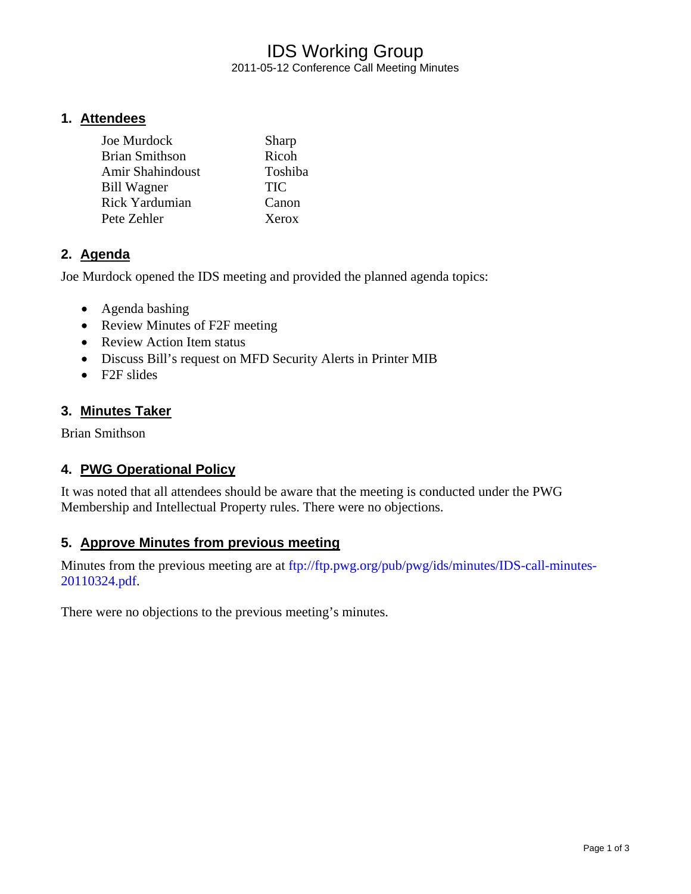# IDS Working Group

2011-05-12 Conference Call Meeting Minutes

## 1. Attendees

| | |
|---|---|
| Joe Murdock | Sharp |
| Brian Smithson | Ricoh |
| Amir Shahindoust | Toshiba |
| Bill Wagner | TIC |
| Rick Yardumian | Canon |
| Pete Zehler | Xerox |

## 2. Agenda

Joe Murdock opened the IDS meeting and provided the planned agenda topics:

- Agenda bashing
- Review Minutes of F2F meeting
- Review Action Item status
- Discuss Bill's request on MFD Security Alerts in Printer MIB
- F2F slides

## 3. Minutes Taker

Brian Smithson

## 4. PWG Operational Policy

It was noted that all attendees should be aware that the meeting is conducted under the PWG Membership and Intellectual Property rules. There were no objections.

## 5. Approve Minutes from previous meeting

Minutes from the previous meeting are at ftp://ftp.pwg.org/pub/pwg/ids/minutes/IDS-call-minutes-20110324.pdf.

There were no objections to the previous meeting's minutes.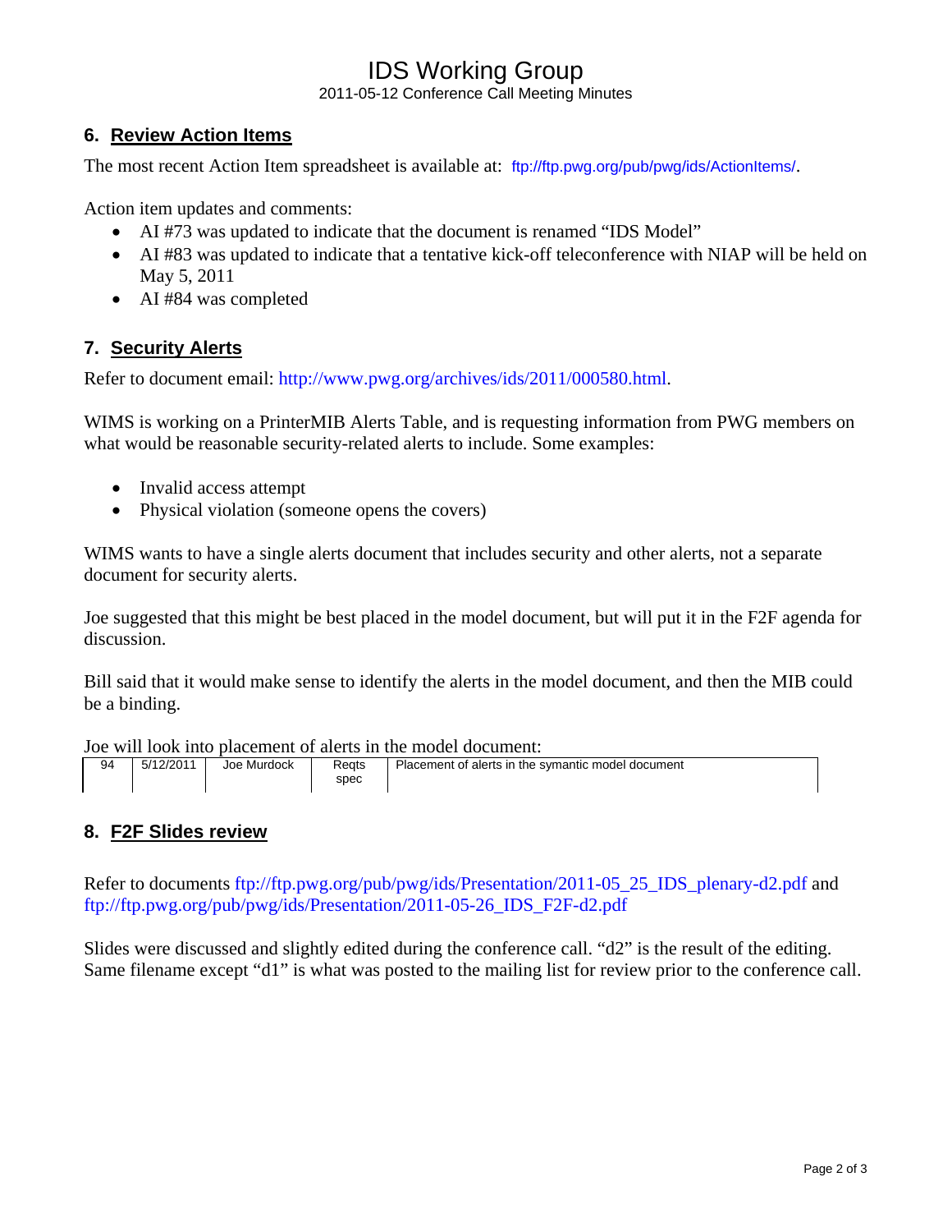## 6. Review Action Items

The most recent Action Item spreadsheet is available at: ftp://ftp.pwg.org/pub/pwg/ids/ActionItems/.

Action item updates and comments:

- AI #73 was updated to indicate that the document is renamed “IDS Model”
- AI #83 was updated to indicate that a tentative kick-off teleconference with NIAP will be held on May 5, 2011
- AI #84 was completed

## 7. Security Alerts

Refer to document email: http://www.pwg.org/archives/ids/2011/000580.html.

WIMS is working on a PrinterMIB Alerts Table, and is requesting information from PWG members on what would be reasonable security-related alerts to include. Some examples:

- Invalid access attempt
- Physical violation (someone opens the covers)

WIMS wants to have a single alerts document that includes security and other alerts, not a separate document for security alerts.

Joe suggested that this might be best placed in the model document, but will put it in the F2F agenda for discussion.

Bill said that it would make sense to identify the alerts in the model document, and then the MIB could be a binding.

Joe will look into placement of alerts in the model document:

| | | | | |
|---|---|---|---|---|
| 94 | 5/12/2011 | Joe Murdock | Reqts spec | Placement of alerts in the symantic model document |

## 8. F2F Slides review

Refer to documents ftp://ftp.pwg.org/pub/pwg/ids/Presentation/2011-05_25_IDS_plenary-d2.pdf and ftp://ftp.pwg.org/pub/pwg/ids/Presentation/2011-05-26_IDS_F2F-d2.pdf

Slides were discussed and slightly edited during the conference call. “d2” is the result of the editing. Same filename except “d1” is what was posted to the mailing list for review prior to the conference call.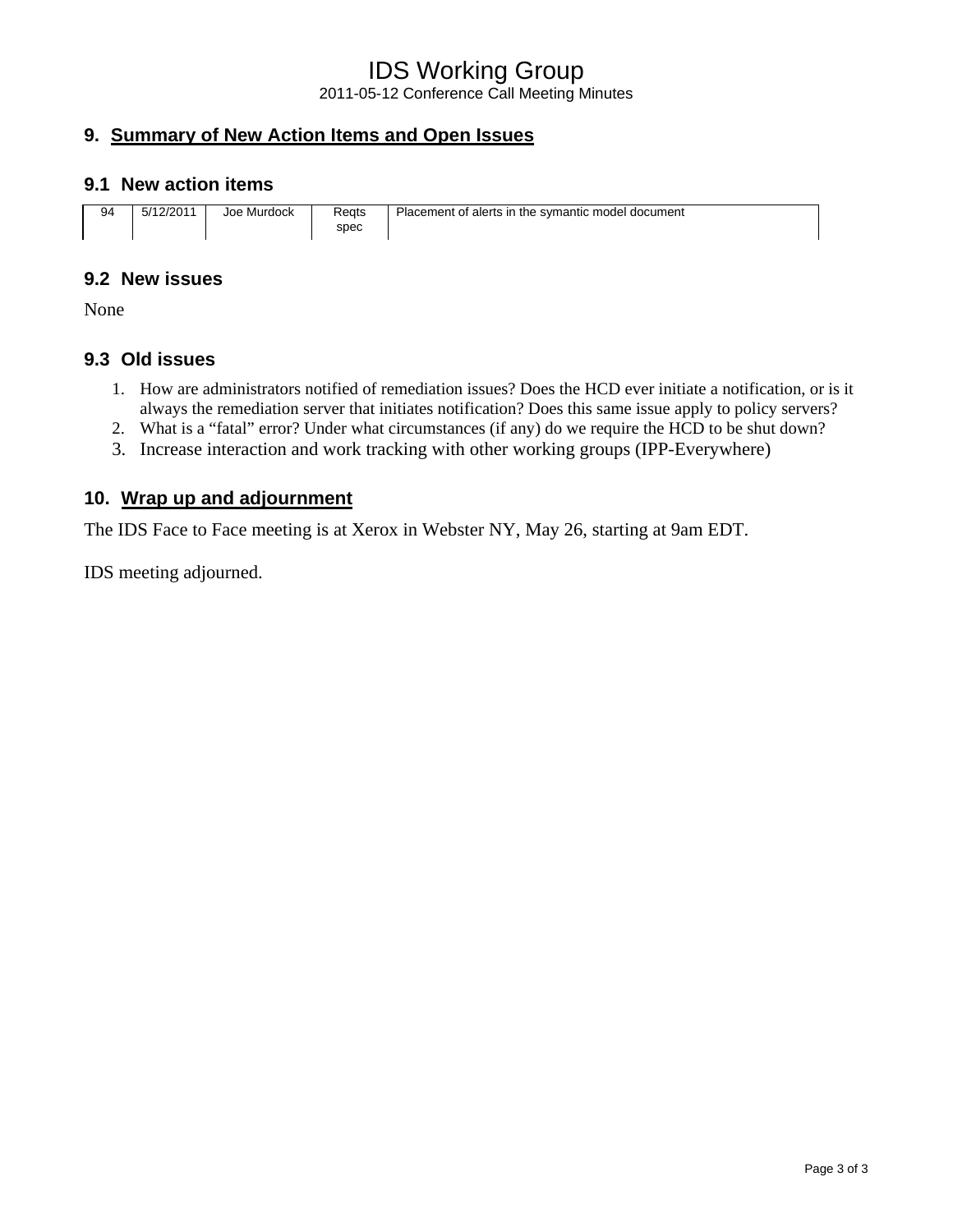## 9. Summary of New Action Items and Open Issues

### 9.1 New action items

| | | | | |
|---|---|---|---|---|
| 94 | 5/12/2011 | Joe Murdock | Reqts spec | Placement of alerts in the symantic model document |

### 9.2 New issues

None

### 9.3 Old issues

1. How are administrators notified of remediation issues? Does the HCD ever initiate a notification, or is it always the remediation server that initiates notification? Does this same issue apply to policy servers?
2. What is a "fatal" error? Under what circumstances (if any) do we require the HCD to be shut down?
3. Increase interaction and work tracking with other working groups (IPP-Everywhere)

## 10. Wrap up and adjournment

The IDS Face to Face meeting is at Xerox in Webster NY, May 26, starting at 9am EDT.

IDS meeting adjourned.